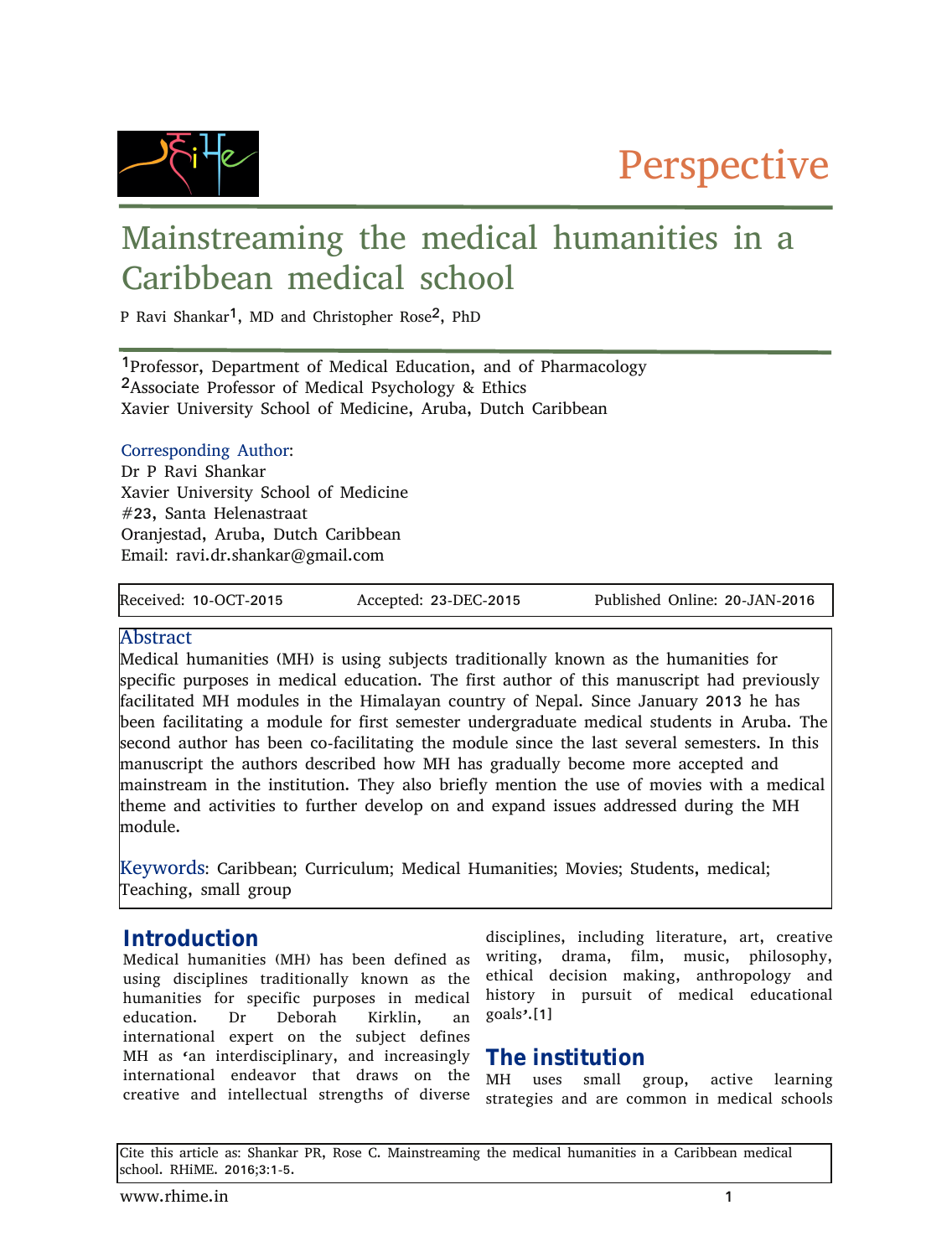Perspective

# Mainstreaming the medical humanities in a Caribbean medical school

P Ravi Shankar[1], MD and Christopher Rose[2], PhD

[1]Professor, Department of Medical Education, and of Pharmacology
[2]Associate Professor of Medical Psychology & Ethics
Xavier University School of Medicine, Aruba, Dutch Caribbean

Corresponding Author:
Dr P Ravi Shankar
Xavier University School of Medicine
#23, Santa Helenastraat
Oranjestad, Aruba, Dutch Caribbean
Email: ravi.dr.shankar@gmail.com

Received: 10-OCT-2015 Accepted: 23-DEC-2015 Published Online: 20-JAN-2016

## Abstract

Medical humanities (MH) is using subjects traditionally known as the humanities for specific purposes in medical education. The first author of this manuscript had previously facilitated MH modules in the Himalayan country of Nepal. Since January 2013 he has been facilitating a module for first semester undergraduate medical students in Aruba. The second author has been co-facilitating the module since the last several semesters. In this manuscript the authors described how MH has gradually become more accepted and mainstream in the institution. They also briefly mention the use of movies with a medical theme and activities to further develop on and expand issues addressed during the MH module.

Keywords: Caribbean; Curriculum; Medical Humanities; Movies; Students, medical; Teaching, small group

## Introduction

Medical humanities (MH) has been defined as using disciplines traditionally known as the humanities for specific purposes in medical education. Dr Deborah Kirklin, an international expert on the subject defines MH as 'an interdisciplinary, and increasingly international endeavor that draws on the creative and intellectual strengths of diverse disciplines, including literature, art, creative writing, drama, film, music, philosophy, ethical decision making, anthropology and history in pursuit of medical educational goals'.[1]

## The institution

MH uses small group, active learning strategies and are common in medical schools

Cite this article as: Shankar PR, Rose C. Mainstreaming the medical humanities in a Caribbean medical school. RHiME. 2016;3:1-5.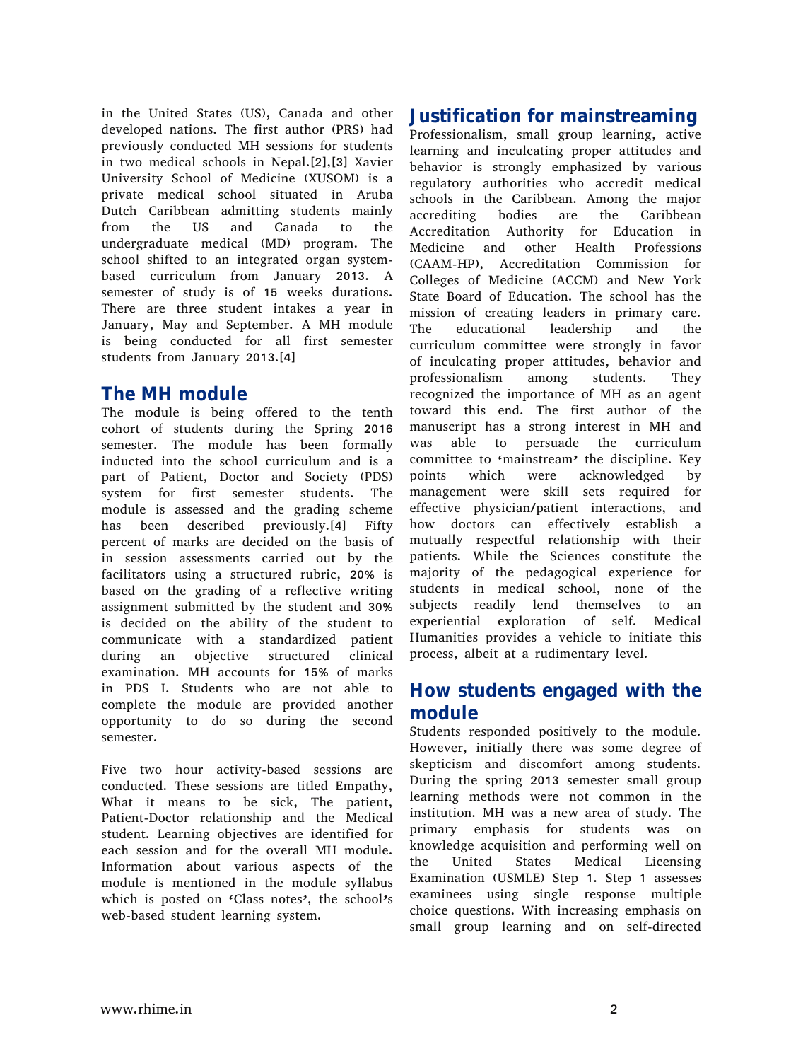in the United States (US), Canada and other developed nations. The first author (PRS) had previously conducted MH sessions for students in two medical schools in Nepal.[2],[3] Xavier University School of Medicine (XUSOM) is a private medical school situated in Aruba Dutch Caribbean admitting students mainly from the US and Canada to the undergraduate medical (MD) program. The school shifted to an integrated organ system-based curriculum from January 2013. A semester of study is of 15 weeks durations. There are three student intakes a year in January, May and September. A MH module is being conducted for all first semester students from January 2013.[4]

## The MH module

The module is being offered to the tenth cohort of students during the Spring 2016 semester. The module has been formally inducted into the school curriculum and is a part of Patient, Doctor and Society (PDS) system for first semester students. The module is assessed and the grading scheme has been described previously.[4] Fifty percent of marks are decided on the basis of in session assessments carried out by the facilitators using a structured rubric, 20% is based on the grading of a reflective writing assignment submitted by the student and 30% is decided on the ability of the student to communicate with a standardized patient during an objective structured clinical examination. MH accounts for 15% of marks in PDS I. Students who are not able to complete the module are provided another opportunity to do so during the second semester.

Five two hour activity-based sessions are conducted. These sessions are titled Empathy, What it means to be sick, The patient, Patient-Doctor relationship and the Medical student. Learning objectives are identified for each session and for the overall MH module. Information about various aspects of the module is mentioned in the module syllabus which is posted on 'Class notes', the school's web-based student learning system.

## Justification for mainstreaming

Professionalism, small group learning, active learning and inculcating proper attitudes and behavior is strongly emphasized by various regulatory authorities who accredit medical schools in the Caribbean. Among the major accrediting bodies are the Caribbean Accreditation Authority for Education in Medicine and other Health Professions (CAAM-HP), Accreditation Commission for Colleges of Medicine (ACCM) and New York State Board of Education. The school has the mission of creating leaders in primary care. The educational leadership and the curriculum committee were strongly in favor of inculcating proper attitudes, behavior and professionalism among students. They recognized the importance of MH as an agent toward this end. The first author of the manuscript has a strong interest in MH and was able to persuade the curriculum committee to 'mainstream' the discipline. Key points which were acknowledged by management were skill sets required for effective physician/patient interactions, and how doctors can effectively establish a mutually respectful relationship with their patients. While the Sciences constitute the majority of the pedagogical experience for students in medical school, none of the subjects readily lend themselves to an experiential exploration of self. Medical Humanities provides a vehicle to initiate this process, albeit at a rudimentary level.

## How students engaged with the module

Students responded positively to the module. However, initially there was some degree of skepticism and discomfort among students. During the spring 2013 semester small group learning methods were not common in the institution. MH was a new area of study. The primary emphasis for students was on knowledge acquisition and performing well on the United States Medical Licensing Examination (USMLE) Step 1. Step 1 assesses examinees using single response multiple choice questions. With increasing emphasis on small group learning and on self-directed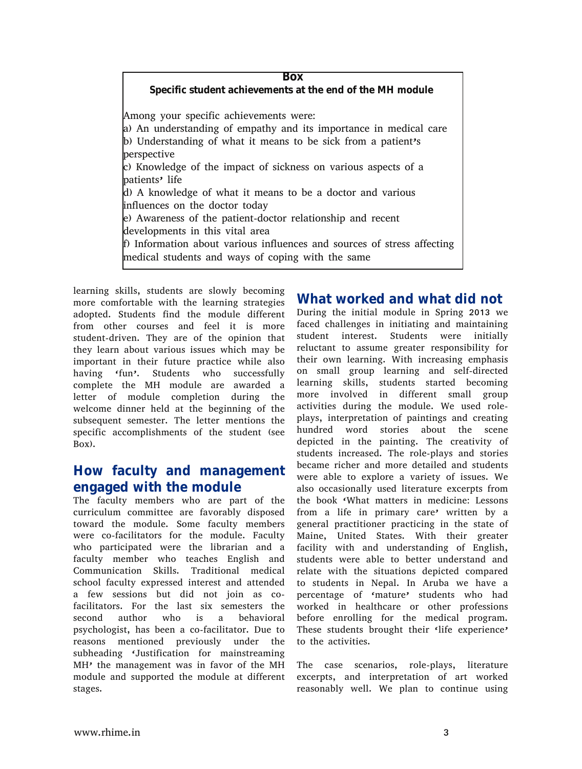**Box**

**Specific student achievements at the end of the MH module**

Among your specific achievements were:

a) An understanding of empathy and its importance in medical care

b) Understanding of what it means to be sick from a patient's perspective

c) Knowledge of the impact of sickness on various aspects of a patients' life

d) A knowledge of what it means to be a doctor and various influences on the doctor today

e) Awareness of the patient-doctor relationship and recent developments in this vital area

f) Information about various influences and sources of stress affecting medical students and ways of coping with the same

learning skills, students are slowly becoming more comfortable with the learning strategies adopted. Students find the module different from other courses and feel it is more student-driven. They are of the opinion that they learn about various issues which may be important in their future practice while also having 'fun'. Students who successfully complete the MH module are awarded a letter of module completion during the welcome dinner held at the beginning of the subsequent semester. The letter mentions the specific accomplishments of the student (see Box).

## How faculty and management engaged with the module

The faculty members who are part of the curriculum committee are favorably disposed toward the module. Some faculty members were co-facilitators for the module. Faculty who participated were the librarian and a faculty member who teaches English and Communication Skills. Traditional medical school faculty expressed interest and attended a few sessions but did not join as co-facilitators. For the last six semesters the second author who is a behavioral psychologist, has been a co-facilitator. Due to reasons mentioned previously under the subheading 'Justification for mainstreaming MH' the management was in favor of the MH module and supported the module at different stages.

## What worked and what did not

During the initial module in Spring 2013 we faced challenges in initiating and maintaining student interest. Students were initially reluctant to assume greater responsibility for their own learning. With increasing emphasis on small group learning and self-directed learning skills, students started becoming more involved in different small group activities during the module. We used role-plays, interpretation of paintings and creating hundred word stories about the scene depicted in the painting. The creativity of students increased. The role-plays and stories became richer and more detailed and students were able to explore a variety of issues. We also occasionally used literature excerpts from the book 'What matters in medicine: Lessons from a life in primary care' written by a general practitioner practicing in the state of Maine, United States. With their greater facility with and understanding of English, students were able to better understand and relate with the situations depicted compared to students in Nepal. In Aruba we have a percentage of 'mature' students who had worked in healthcare or other professions before enrolling for the medical program. These students brought their 'life experience' to the activities.

The case scenarios, role-plays, literature excerpts, and interpretation of art worked reasonably well. We plan to continue using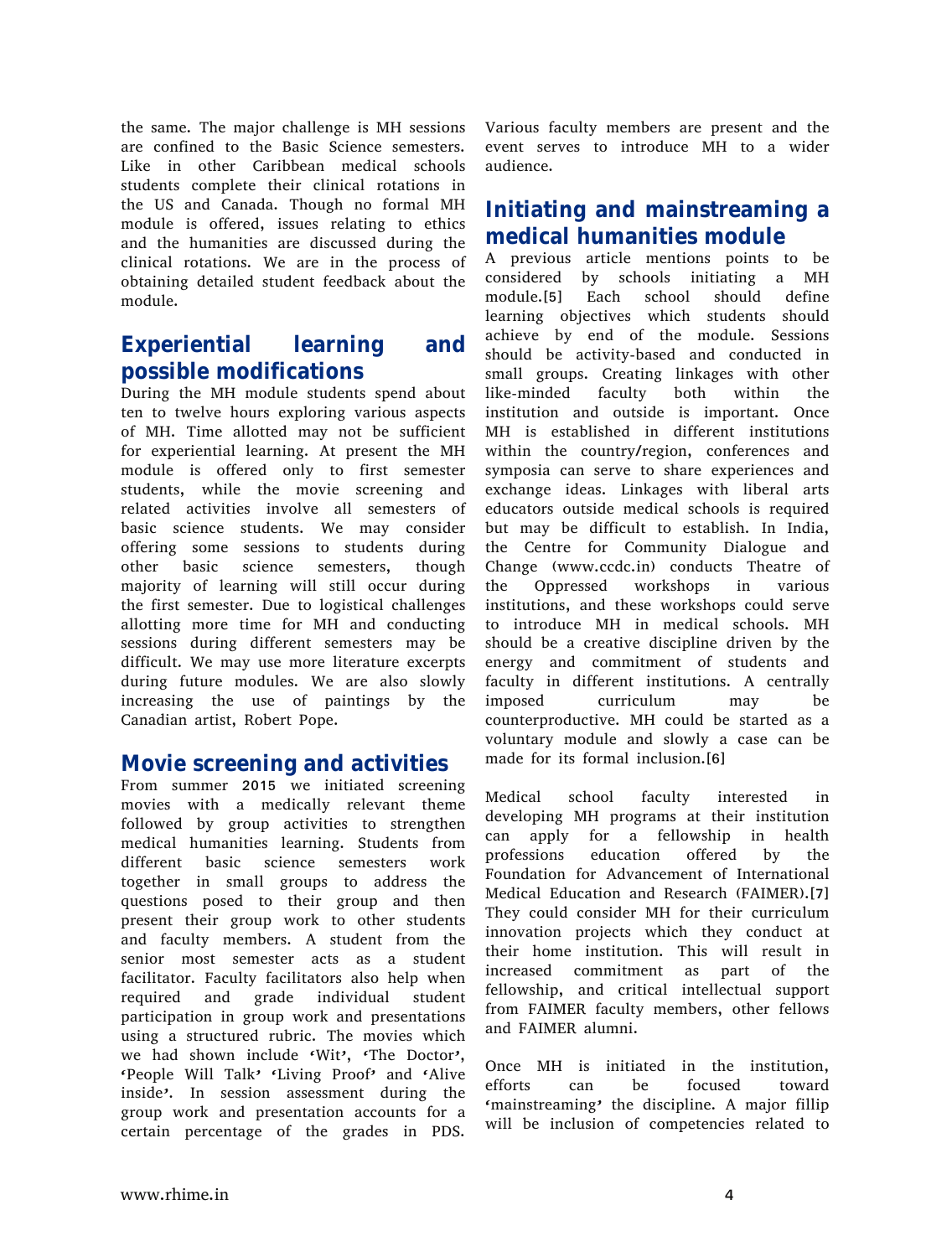the same. The major challenge is MH sessions are confined to the Basic Science semesters. Like in other Caribbean medical schools students complete their clinical rotations in the US and Canada. Though no formal MH module is offered, issues relating to ethics and the humanities are discussed during the clinical rotations. We are in the process of obtaining detailed student feedback about the module.

## Experiential learning and possible modifications

During the MH module students spend about ten to twelve hours exploring various aspects of MH. Time allotted may not be sufficient for experiential learning. At present the MH module is offered only to first semester students, while the movie screening and related activities involve all semesters of basic science students. We may consider offering some sessions to students during other basic science semesters, though majority of learning will still occur during the first semester. Due to logistical challenges allotting more time for MH and conducting sessions during different semesters may be difficult. We may use more literature excerpts during future modules. We are also slowly increasing the use of paintings by the Canadian artist, Robert Pope.

## Movie screening and activities

From summer 2015 we initiated screening movies with a medically relevant theme followed by group activities to strengthen medical humanities learning. Students from different basic science semesters work together in small groups to address the questions posed to their group and then present their group work to other students and faculty members. A student from the senior most semester acts as a student facilitator. Faculty facilitators also help when required and grade individual student participation in group work and presentations using a structured rubric. The movies which we had shown include 'Wit', 'The Doctor', 'People Will Talk' 'Living Proof' and 'Alive inside'. In session assessment during the group work and presentation accounts for a certain percentage of the grades in PDS. Various faculty members are present and the event serves to introduce MH to a wider audience.

## Initiating and mainstreaming a medical humanities module

A previous article mentions points to be considered by schools initiating a MH module.[5] Each school should define learning objectives which students should achieve by end of the module. Sessions should be activity-based and conducted in small groups. Creating linkages with other like-minded faculty both within the institution and outside is important. Once MH is established in different institutions within the country/region, conferences and symposia can serve to share experiences and exchange ideas. Linkages with liberal arts educators outside medical schools is required but may be difficult to establish. In India, the Centre for Community Dialogue and Change (www.ccdc.in) conducts Theatre of the Oppressed workshops in various institutions, and these workshops could serve to introduce MH in medical schools. MH should be a creative discipline driven by the energy and commitment of students and faculty in different institutions. A centrally imposed curriculum may be counterproductive. MH could be started as a voluntary module and slowly a case can be made for its formal inclusion.[6]

Medical school faculty interested in developing MH programs at their institution can apply for a fellowship in health professions education offered by the Foundation for Advancement of International Medical Education and Research (FAIMER).[7] They could consider MH for their curriculum innovation projects which they conduct at their home institution. This will result in increased commitment as part of the fellowship, and critical intellectual support from FAIMER faculty members, other fellows and FAIMER alumni.

Once MH is initiated in the institution, efforts can be focused toward 'mainstreaming' the discipline. A major fillip will be inclusion of competencies related to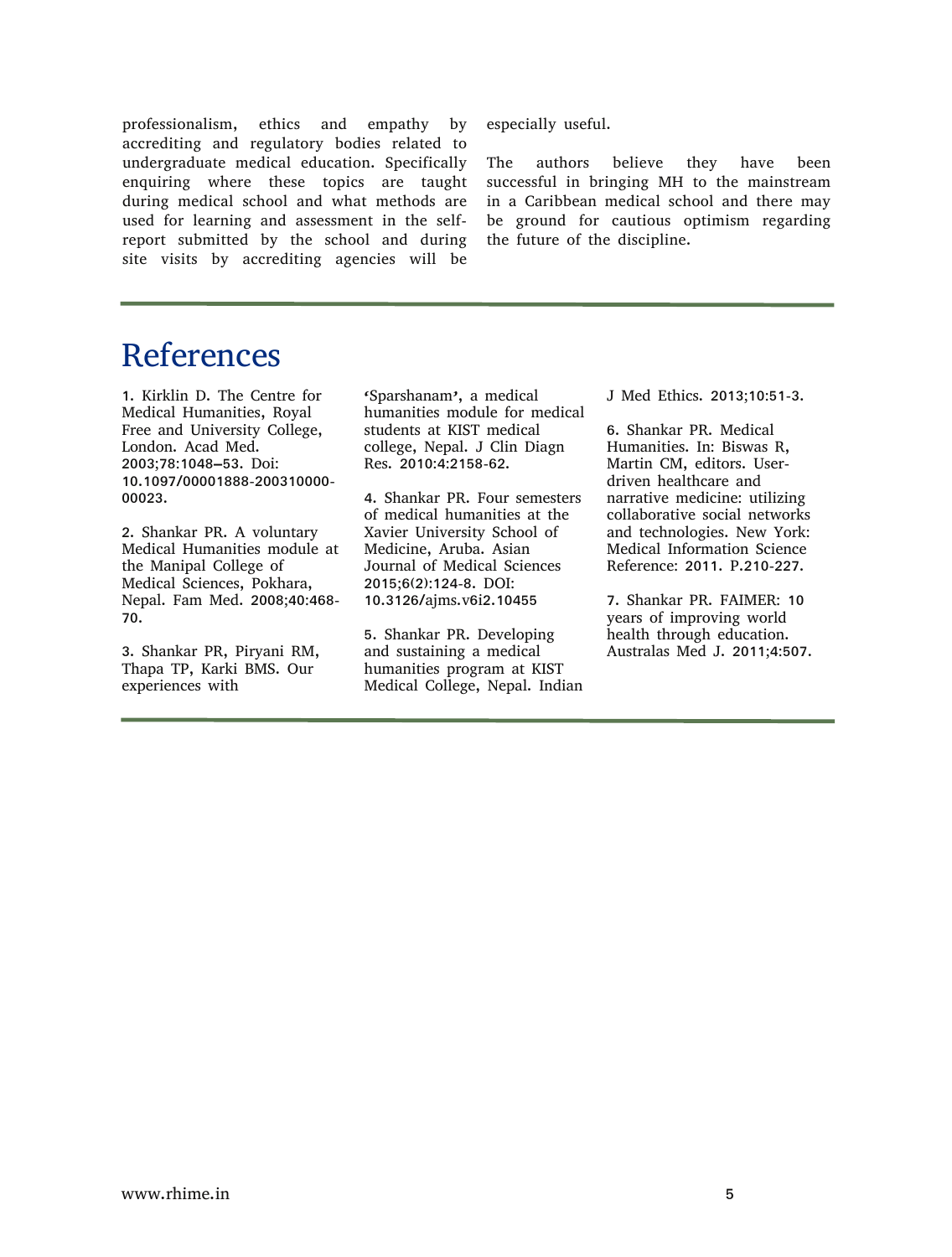professionalism, ethics and empathy by accrediting and regulatory bodies related to undergraduate medical education. Specifically enquiring where these topics are taught during medical school and what methods are used for learning and assessment in the self-report submitted by the school and during site visits by accrediting agencies will be especially useful.

The authors believe they have been successful in bringing MH to the mainstream in a Caribbean medical school and there may be ground for cautious optimism regarding the future of the discipline.

# References

1. Kirklin D. The Centre for Medical Humanities, Royal Free and University College, London. Acad Med. 2003;78:1048–53. Doi: 10.1097/00001888-200310000-00023.

2. Shankar PR. A voluntary Medical Humanities module at the Manipal College of Medical Sciences, Pokhara, Nepal. Fam Med. 2008;40:468-70.

3. Shankar PR, Piryani RM, Thapa TP, Karki BMS. Our experiences with 'Sparshanam', a medical humanities module for medical students at KIST medical college, Nepal. J Clin Diagn Res. 2010:4:2158-62.

4. Shankar PR. Four semesters of medical humanities at the Xavier University School of Medicine, Aruba. Asian Journal of Medical Sciences 2015;6(2):124-8. DOI: 10.3126/ajms.v6i2.10455

5. Shankar PR. Developing and sustaining a medical humanities program at KIST Medical College, Nepal. Indian J Med Ethics. 2013;10:51-3.

6. Shankar PR. Medical Humanities. In: Biswas R, Martin CM, editors. User-driven healthcare and narrative medicine: utilizing collaborative social networks and technologies. New York: Medical Information Science Reference: 2011. P.210-227.

7. Shankar PR. FAIMER: 10 years of improving world health through education. Australas Med J. 2011;4:507.